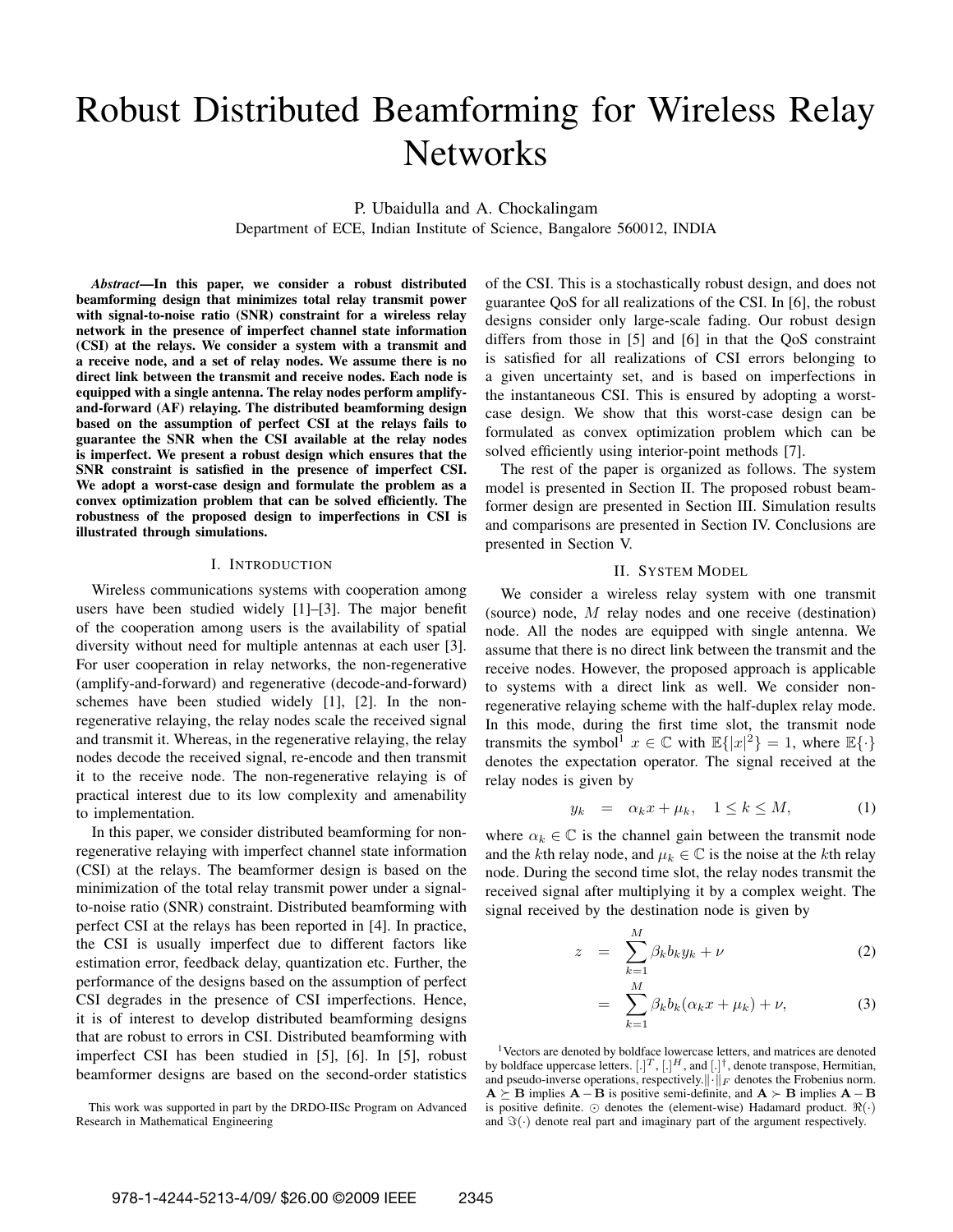# Robust Distributed Beamforming for Wireless Relay Networks

P. Ubaidulla and A. Chockalingam
Department of ECE, Indian Institute of Science, Bangalore 560012, INDIA

***Abstract*—In this paper, we consider a robust distributed beamforming design that minimizes total relay transmit power with signal-to-noise ratio (SNR) constraint for a wireless relay network in the presence of imperfect channel state information (CSI) at the relays. We consider a system with a transmit and a receive node, and a set of relay nodes. We assume there is no direct link between the transmit and receive nodes. Each node is equipped with a single antenna. The relay nodes perform amplify-and-forward (AF) relaying. The distributed beamforming design based on the assumption of perfect CSI at the relays fails to guarantee the SNR when the CSI available at the relay nodes is imperfect. We present a robust design which ensures that the SNR constraint is satisfied in the presence of imperfect CSI. We adopt a worst-case design and formulate the problem as a convex optimization problem that can be solved efficiently. The robustness of the proposed design to imperfections in CSI is illustrated through simulations.**

## I. Introduction

Wireless communications systems with cooperation among users have been studied widely [1]–[3]. The major benefit of the cooperation among users is the availability of spatial diversity without need for multiple antennas at each user [3]. For user cooperation in relay networks, the non-regenerative (amplify-and-forward) and regenerative (decode-and-forward) schemes have been studied widely [1], [2]. In the non-regenerative relaying, the relay nodes scale the received signal and transmit it. Whereas, in the regenerative relaying, the relay nodes decode the received signal, re-encode and then transmit it to the receive node. The non-regenerative relaying is of practical interest due to its low complexity and amenability to implementation.

In this paper, we consider distributed beamforming for non-regenerative relaying with imperfect channel state information (CSI) at the relays. The beamformer design is based on the minimization of the total relay transmit power under a signal-to-noise ratio (SNR) constraint. Distributed beamforming with perfect CSI at the relays has been reported in [4]. In practice, the CSI is usually imperfect due to different factors like estimation error, feedback delay, quantization etc. Further, the performance of the designs based on the assumption of perfect CSI degrades in the presence of CSI imperfections. Hence, it is of interest to develop distributed beamforming designs that are robust to errors in CSI. Distributed beamforming with imperfect CSI has been studied in [5], [6]. In [5], robust beamformer designs are based on the second-order statistics of the CSI. This is a stochastically robust design, and does not guarantee QoS for all realizations of the CSI. In [6], the robust designs consider only large-scale fading. Our robust design differs from those in [5] and [6] in that the QoS constraint is satisfied for all realizations of CSI errors belonging to a given uncertainty set, and is based on imperfections in the instantaneous CSI. This is ensured by adopting a worst-case design. We show that this worst-case design can be formulated as convex optimization problem which can be solved efficiently using interior-point methods [7].

The rest of the paper is organized as follows. The system model is presented in Section II. The proposed robust beamformer design are presented in Section III. Simulation results and comparisons are presented in Section IV. Conclusions are presented in Section V.

## II. System Model

We consider a wireless relay system with one transmit (source) node, $M$ relay nodes and one receive (destination) node. All the nodes are equipped with single antenna. We assume that there is no direct link between the transmit and the receive nodes. However, the proposed approach is applicable to systems with a direct link as well. We consider non-regenerative relaying scheme with the half-duplex relay mode. In this mode, during the first time slot, the transmit node transmits the symbol[1] $x \in \mathbb{C}$ with $\mathbb{E}\{|x|^2\} = 1$, where $\mathbb{E}\{\cdot\}$ denotes the expectation operator. The signal received at the relay nodes is given by

$$y_k = \alpha_k x + \mu_k, \quad 1 \le k \le M, \tag{1}$$

where $\alpha_k \in \mathbb{C}$ is the channel gain between the transmit node and the $k$th relay node, and $\mu_k \in \mathbb{C}$ is the noise at the $k$th relay node. During the second time slot, the relay nodes transmit the received signal after multiplying it by a complex weight. The signal received by the destination node is given by

$$z = \sum_{k=1}^{M} \beta_k b_k y_k + \nu \tag{2}$$

$$= \sum_{k=1}^{M} \beta_k b_k (\alpha_k x + \mu_k) + \nu, \tag{3}$$

[1] Vectors are denoted by boldface lowercase letters, and matrices are denoted by boldface uppercase letters. $[.]^T$, $[.]^H$, and $[.]^\dagger$, denote transpose, Hermitian, and pseudo-inverse operations, respectively. $\|\cdot\|_F$ denotes the Frobenius norm. $\mathbf{A} \succeq \mathbf{B}$ implies $\mathbf{A} - \mathbf{B}$ is positive semi-definite, and $\mathbf{A} \succ \mathbf{B}$ implies $\mathbf{A} - \mathbf{B}$ is positive definite. $\odot$ denotes the (element-wise) Hadamard product. $\Re(\cdot)$ and $\Im(\cdot)$ denote real part and imaginary part of the argument respectively.

This work was supported in part by the DRDO-IISc Program on Advanced Research in Mathematical Engineering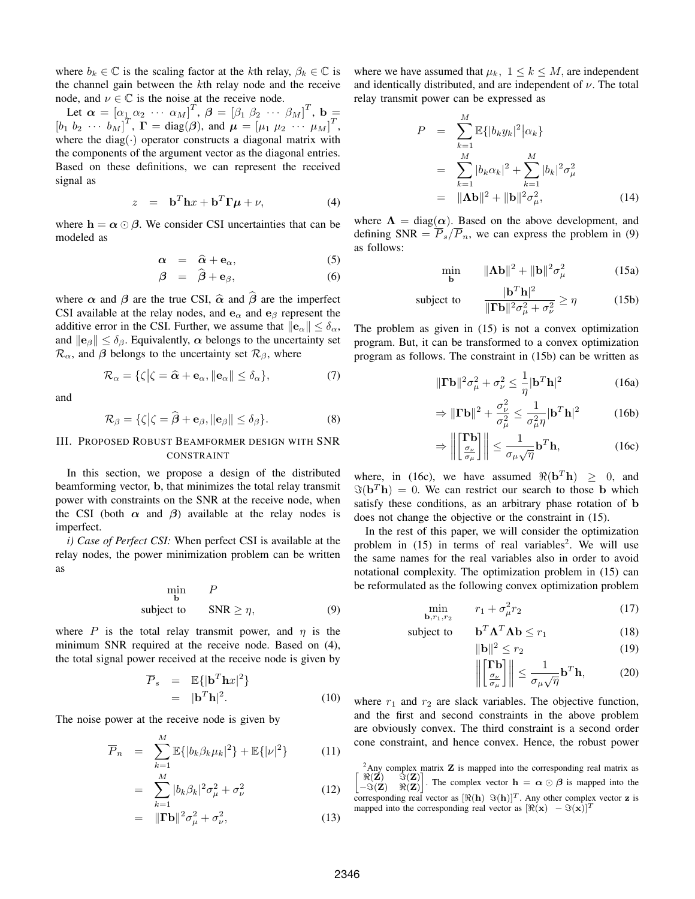where $b_k \in \mathbb{C}$ is the scaling factor at the $k$th relay, $\beta_k \in \mathbb{C}$ is the channel gain between the $k$th relay node and the receive node, and $\nu \in \mathbb{C}$ is the noise at the receive node.

Let $\boldsymbol{\alpha} = [\alpha_1\ \alpha_2\ \cdots\ \alpha_M]^T$, $\boldsymbol{\beta} = [\beta_1\ \beta_2\ \cdots\ \beta_M]^T$, $\mathbf{b} = [b_1\ b_2\ \cdots\ b_M]^T$, $\boldsymbol{\Gamma} = \text{diag}(\boldsymbol{\beta})$, and $\boldsymbol{\mu} = [\mu_1\ \mu_2\ \cdots\ \mu_M]^T$, where the diag$(\cdot)$ operator constructs a diagonal matrix with the components of the argument vector as the diagonal entries. Based on these definitions, we can represent the received signal as

$$z \quad = \quad \mathbf{b}^T\mathbf{h}x + \mathbf{b}^T\boldsymbol{\Gamma}\boldsymbol{\mu} + \nu, \tag{4}$$

where $\mathbf{h} = \boldsymbol{\alpha} \odot \boldsymbol{\beta}$. We consider CSI uncertainties that can be modeled as

$$\boldsymbol{\alpha} \quad = \quad \widehat{\boldsymbol{\alpha}} + \mathbf{e}_\alpha, \tag{5}$$

$$\boldsymbol{\beta} \quad = \quad \widehat{\boldsymbol{\beta}} + \mathbf{e}_\beta, \tag{6}$$

where $\boldsymbol{\alpha}$ and $\boldsymbol{\beta}$ are the true CSI, $\widehat{\boldsymbol{\alpha}}$ and $\widehat{\boldsymbol{\beta}}$ are the imperfect CSI available at the relay nodes, and $\mathbf{e}_\alpha$ and $\mathbf{e}_\beta$ represent the additive error in the CSI. Further, we assume that $\|\mathbf{e}_\alpha\| \leq \delta_\alpha$, and $\|\mathbf{e}_\beta\| \leq \delta_\beta$. Equivalently, $\boldsymbol{\alpha}$ belongs to the uncertainty set $\mathcal{R}_\alpha$, and $\boldsymbol{\beta}$ belongs to the uncertainty set $\mathcal{R}_\beta$, where

$$\mathcal{R}_\alpha = \{\zeta \big| \zeta = \widehat{\boldsymbol{\alpha}} + \mathbf{e}_\alpha, \|\mathbf{e}_\alpha\| \leq \delta_\alpha\}, \tag{7}$$

and

$$\mathcal{R}_\beta = \{\zeta \big| \zeta = \widehat{\boldsymbol{\beta}} + \mathbf{e}_\beta, \|\mathbf{e}_\beta\| \leq \delta_\beta\}. \tag{8}$$

## III. Proposed Robust Beamformer design with SNR constraint

In this section, we propose a design of the distributed beamforming vector, $\mathbf{b}$, that minimizes the total relay transmit power with constraints on the SNR at the receive node, when the CSI (both $\boldsymbol{\alpha}$ and $\boldsymbol{\beta}$) available at the relay nodes is imperfect.

*i) Case of Perfect CSI:* When perfect CSI is available at the relay nodes, the power minimization problem can be written as

$$\begin{aligned} \min_{\mathbf{b}} \quad & P \\ \text{subject to} \quad & \text{SNR} \geq \eta, \end{aligned} \tag{9}$$

where $P$ is the total relay transmit power, and $\eta$ is the minimum SNR required at the receive node. Based on (4), the total signal power received at the receive node is given by

$$\begin{aligned} \overline{P}_s &= \mathbb{E}\{|\mathbf{b}^T\mathbf{h}x|^2\} \\ &= |\mathbf{b}^T\mathbf{h}|^2. \end{aligned} \tag{10}$$

The noise power at the receive node is given by

$$\overline{P}_n = \sum_{k=1}^{M} \mathbb{E}\{|b_k\beta_k\mu_k|^2\} + \mathbb{E}\{|\nu|^2\} \tag{11}$$

$$= \sum_{k=1}^{M} |b_k\beta_k|^2\sigma_\mu^2 + \sigma_\nu^2 \tag{12}$$

$$= \|\boldsymbol{\Gamma}\mathbf{b}\|^2\sigma_\mu^2 + \sigma_\nu^2, \tag{13}$$

where we have assumed that $\mu_k,\ 1 \leq k \leq M$, are independent and identically distributed, and are independent of $\nu$. The total relay transmit power can be expressed as

$$\begin{aligned} P &= \sum_{k=1}^{M} \mathbb{E}\{|b_k y_k|^2 \big| \alpha_k\} \\ &= \sum_{k=1}^{M} |b_k\alpha_k|^2 + \sum_{k=1}^{M} |b_k|^2\sigma_\mu^2 \\ &= \|\boldsymbol{\Lambda}\mathbf{b}\|^2 + \|\mathbf{b}\|^2\sigma_\mu^2, \end{aligned} \tag{14}$$

where $\boldsymbol{\Lambda} = \text{diag}(\boldsymbol{\alpha})$. Based on the above development, and defining $\text{SNR} = \overline{P}_s/\overline{P}_n$, we can express the problem in (9) as follows:

$$\min_{\mathbf{b}} \quad \|\boldsymbol{\Lambda}\mathbf{b}\|^2 + \|\mathbf{b}\|^2\sigma_\mu^2 \tag{15a}$$

$$\text{subject to} \quad \frac{|\mathbf{b}^T\mathbf{h}|^2}{\|\boldsymbol{\Gamma}\mathbf{b}\|^2\sigma_\mu^2 + \sigma_\nu^2} \geq \eta \tag{15b}$$

The problem as given in (15) is not a convex optimization program. But, it can be transformed to a convex optimization program as follows. The constraint in (15b) can be written as

$$\|\boldsymbol{\Gamma}\mathbf{b}\|^2\sigma_\mu^2 + \sigma_\nu^2 \leq \frac{1}{\eta}|\mathbf{b}^T\mathbf{h}|^2 \tag{16a}$$

$$\Rightarrow \|\boldsymbol{\Gamma}\mathbf{b}\|^2 + \frac{\sigma_\nu^2}{\sigma_\mu^2} \leq \frac{1}{\sigma_\mu^2\eta}|\mathbf{b}^T\mathbf{h}|^2 \tag{16b}$$

$$\Rightarrow \left\| \begin{bmatrix} \boldsymbol{\Gamma}\mathbf{b} \\ \frac{\sigma_\nu}{\sigma_\mu} \end{bmatrix} \right\| \leq \frac{1}{\sigma_\mu\sqrt{\eta}}\mathbf{b}^T\mathbf{h}, \tag{16c}$$

where, in (16c), we have assumed $\Re(\mathbf{b}^T\mathbf{h}) \geq 0$, and $\Im(\mathbf{b}^T\mathbf{h}) = 0$. We can restrict our search to those $\mathbf{b}$ which satisfy these conditions, as an arbitrary phase rotation of $\mathbf{b}$ does not change the objective or the constraint in (15).

In the rest of this paper, we will consider the optimization problem in (15) in terms of real variables[2]. We will use the same names for the real variables also in order to avoid notational complexity. The optimization problem in (15) can be reformulated as the following convex optimization problem

$$\min_{\mathbf{b}, r_1, r_2} \quad r_1 + \sigma_\mu^2 r_2 \tag{17}$$

$$\text{subject to} \quad \mathbf{b}^T\boldsymbol{\Lambda}^T\boldsymbol{\Lambda}\mathbf{b} \leq r_1 \tag{18}$$

$$\|\mathbf{b}\|^2 \leq r_2 \tag{19}$$

$$\left\| \begin{bmatrix} \boldsymbol{\Gamma}\mathbf{b} \\ \frac{\sigma_\nu}{\sigma_\mu} \end{bmatrix} \right\| \leq \frac{1}{\sigma_\mu\sqrt{\eta}}\mathbf{b}^T\mathbf{h}, \tag{20}$$

where $r_1$ and $r_2$ are slack variables. The objective function, and the first and second constraints in the above problem are obviously convex. The third constraint is a second order cone constraint, and hence convex. Hence, the robust power

[2] Any complex matrix $\mathbf{Z}$ is mapped into the corresponding real matrix as $\begin{bmatrix} \Re(\mathbf{Z}) & \Im(\mathbf{Z}) \\ -\Im(\mathbf{Z}) & \Re(\mathbf{Z}) \end{bmatrix}$. The complex vector $\mathbf{h} = \boldsymbol{\alpha} \odot \boldsymbol{\beta}$ is mapped into the corresponding real vector as $[\Re(\mathbf{h})\ \ \Im(\mathbf{h})]^T$. Any other complex vector $\mathbf{z}$ is mapped into the corresponding real vector as $[\Re(\mathbf{x})\ \ -\Im(\mathbf{x})]^T$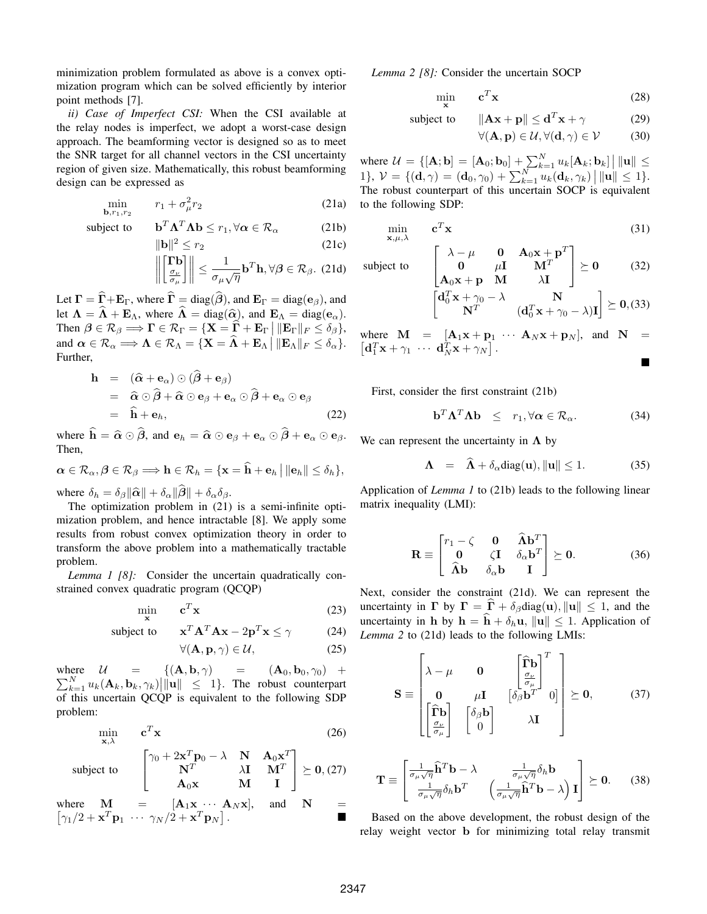minimization problem formulated as above is a convex optimization program which can be solved efficiently by interior point methods [7].

*ii) Case of Imperfect CSI:* When the CSI available at the relay nodes is imperfect, we adopt a worst-case design approach. The beamforming vector is designed so as to meet the SNR target for all channel vectors in the CSI uncertainty region of given size. Mathematically, this robust beamforming design can be expressed as

$$\min_{\mathbf{b},r_1,r_2} \quad r_1 + \sigma_\mu^2 r_2 \tag{21a}$$

$$\text{subject to} \quad \mathbf{b}^T\mathbf{\Lambda}^T\mathbf{\Lambda}\mathbf{b} \le r_1, \forall \boldsymbol{\alpha} \in \mathcal{R}_\alpha \tag{21b}$$

$$\|\mathbf{b}\|^2 \le r_2 \tag{21c}$$

$$\left\| \begin{bmatrix} \mathbf{\Gamma}\mathbf{b} \\ \frac{\sigma_\nu}{\sigma_\mu} \end{bmatrix} \right\| \le \frac{1}{\sigma_\mu\sqrt{\eta}}\mathbf{b}^T\mathbf{h}, \forall \boldsymbol{\beta} \in \mathcal{R}_\beta. \tag{21d}$$

Let $\mathbf{\Gamma} = \widehat{\mathbf{\Gamma}} + \mathbf{E}_\Gamma$, where $\widehat{\mathbf{\Gamma}} = \text{diag}(\widehat{\boldsymbol{\beta}})$, and $\mathbf{E}_\Gamma = \text{diag}(\mathbf{e}_\beta)$, and let $\mathbf{\Lambda} = \widehat{\mathbf{\Lambda}} + \mathbf{E}_\Lambda$, where $\widehat{\mathbf{\Lambda}} = \text{diag}(\widehat{\boldsymbol{\alpha}})$, and $\mathbf{E}_\Lambda = \text{diag}(\mathbf{e}_\alpha)$. Then $\boldsymbol{\beta} \in \mathcal{R}_\beta \Longrightarrow \mathbf{\Gamma} \in \mathcal{R}_\Gamma = \{\mathbf{X} = \widehat{\mathbf{\Gamma}} + \mathbf{E}_\Gamma \,|\, \|\mathbf{E}_\Gamma\|_F \le \delta_\beta\}$, and $\boldsymbol{\alpha} \in \mathcal{R}_\alpha \Longrightarrow \mathbf{\Lambda} \in \mathcal{R}_\Lambda = \{\mathbf{X} = \widehat{\mathbf{\Lambda}} + \mathbf{E}_\Lambda \,|\, \|\mathbf{E}_\Lambda\|_F \le \delta_\alpha\}$. Further,

$$\begin{aligned} \mathbf{h} &= (\widehat{\boldsymbol{\alpha}} + \mathbf{e}_\alpha) \odot (\widehat{\boldsymbol{\beta}} + \mathbf{e}_\beta) \\ &= \widehat{\boldsymbol{\alpha}} \odot \widehat{\boldsymbol{\beta}} + \widehat{\boldsymbol{\alpha}} \odot \mathbf{e}_\beta + \mathbf{e}_\alpha \odot \widehat{\boldsymbol{\beta}} + \mathbf{e}_\alpha \odot \mathbf{e}_\beta \\ &= \widehat{\mathbf{h}} + \mathbf{e}_h, \end{aligned} \tag{22}$$

where $\widehat{\mathbf{h}} = \widehat{\boldsymbol{\alpha}} \odot \widehat{\boldsymbol{\beta}}$, and $\mathbf{e}_h = \widehat{\boldsymbol{\alpha}} \odot \mathbf{e}_\beta + \mathbf{e}_\alpha \odot \widehat{\boldsymbol{\beta}} + \mathbf{e}_\alpha \odot \mathbf{e}_\beta$. Then,

$$\boldsymbol{\alpha} \in \mathcal{R}_\alpha, \boldsymbol{\beta} \in \mathcal{R}_\beta \Longrightarrow \mathbf{h} \in \mathcal{R}_h = \{\mathbf{x} = \widehat{\mathbf{h}} + \mathbf{e}_h \,|\, \|\mathbf{e}_h\| \le \delta_h\},$$

where $\delta_h = \delta_\beta\|\widehat{\boldsymbol{\alpha}}\| + \delta_\alpha\|\widehat{\boldsymbol{\beta}}\| + \delta_\alpha\delta_\beta$.

The optimization problem in (21) is a semi-infinite optimization problem, and hence intractable [8]. We apply some results from robust convex optimization theory in order to transform the above problem into a mathematically tractable problem.

*Lemma 1 [8]:* Consider the uncertain quadratically constrained convex quadratic program (QCQP)

$$\min_{\mathbf{x}} \quad \mathbf{c}^T\mathbf{x} \tag{23}$$

$$\text{subject to} \quad \mathbf{x}^T\mathbf{A}^T\mathbf{A}\mathbf{x} - 2\mathbf{p}^T\mathbf{x} \le \gamma \tag{24}$$

$$\forall(\mathbf{A}, \mathbf{p}, \gamma) \in \mathcal{U}, \tag{25}$$

where $\mathcal{U} = \{(\mathbf{A}, \mathbf{b}, \gamma) = (\mathbf{A}_0, \mathbf{b}_0, \gamma_0) + \sum_{k=1}^N u_k(\mathbf{A}_k, \mathbf{b}_k, \gamma_k) \big| \|\mathbf{u}\| \le 1\}$. The robust counterpart of this uncertain QCQP is equivalent to the following SDP problem:

$$\min_{\mathbf{x},\lambda} \quad \mathbf{c}^T\mathbf{x} \tag{26}$$

$$\text{subject to} \quad \begin{bmatrix} \gamma_0 + 2\mathbf{x}^T\mathbf{p}_0 - \lambda & \mathbf{N} & \mathbf{A}_0\mathbf{x}^T \\ \mathbf{N}^T & \lambda\mathbf{I} & \mathbf{M}^T \\ \mathbf{A}_0\mathbf{x} & \mathbf{M} & \mathbf{I} \end{bmatrix} \succeq \mathbf{0}, \tag{27}$$

where $\mathbf{M} = [\mathbf{A}_1\mathbf{x} \cdots \mathbf{A}_N\mathbf{x}]$, and $\mathbf{N} = [\gamma_1/2 + \mathbf{x}^T\mathbf{p}_1 \;\cdots\; \gamma_N/2 + \mathbf{x}^T\mathbf{p}_N]$. ■

*Lemma 2 [8]:* Consider the uncertain SOCP

$$\min_{\mathbf{x}} \quad \mathbf{c}^T\mathbf{x} \tag{28}$$

$$\text{subject to} \quad \|\mathbf{A}\mathbf{x} + \mathbf{p}\| \le \mathbf{d}^T\mathbf{x} + \gamma \tag{29}$$

$$\forall(\mathbf{A}, \mathbf{p}) \in \mathcal{U}, \forall(\mathbf{d}, \gamma) \in \mathcal{V} \tag{30}$$

where $\mathcal{U} = \{[\mathbf{A}; \mathbf{b}] = [\mathbf{A}_0; \mathbf{b}_0] + \sum_{k=1}^N u_k[\mathbf{A}_k; \mathbf{b}_k] \big| \|\mathbf{u}\| \le 1\}$, $\mathcal{V} = \{(\mathbf{d}, \gamma) = (\mathbf{d}_0, \gamma_0) + \sum_{k=1}^N u_k(\mathbf{d}_k, \gamma_k) \big| \|\mathbf{u}\| \le 1\}$. The robust counterpart of this uncertain SOCP is equivalent to the following SDP:

$$\min_{\mathbf{x},\mu,\lambda} \quad \mathbf{c}^T\mathbf{x} \tag{31}$$

$$\text{subject to} \quad \begin{bmatrix} \lambda - \mu & \mathbf{0} & \mathbf{A}_0\mathbf{x} + \mathbf{p}^T \\ \mathbf{0} & \mu\mathbf{I} & \mathbf{M}^T \\ \mathbf{A}_0\mathbf{x} + \mathbf{p} & \mathbf{M} & \lambda\mathbf{I} \end{bmatrix} \succeq \mathbf{0} \tag{32}$$

$$\begin{bmatrix} \mathbf{d}_0^T\mathbf{x} + \gamma_0 - \lambda & \mathbf{N} \\ \mathbf{N}^T & (\mathbf{d}_0^T\mathbf{x} + \gamma_0 - \lambda)\mathbf{I} \end{bmatrix} \succeq \mathbf{0}, \tag{33}$$

where $\mathbf{M} = [\mathbf{A}_1\mathbf{x} + \mathbf{p}_1 \;\cdots\; \mathbf{A}_N\mathbf{x} + \mathbf{p}_N]$, and $\mathbf{N} = [\mathbf{d}_1^T\mathbf{x} + \gamma_1 \;\cdots\; \mathbf{d}_N^T\mathbf{x} + \gamma_N]$. ■

First, consider the first constraint (21b)

$$\mathbf{b}^T\mathbf{\Lambda}^T\mathbf{\Lambda}\mathbf{b} \;\le\; r_1, \forall \boldsymbol{\alpha} \in \mathcal{R}_\alpha. \tag{34}$$

We can represent the uncertainty in $\mathbf{\Lambda}$ by

$$\mathbf{\Lambda} \;=\; \widehat{\mathbf{\Lambda}} + \delta_\alpha \text{diag}(\mathbf{u}), \|\mathbf{u}\| \le 1. \tag{35}$$

Application of *Lemma 1* to (21b) leads to the following linear matrix inequality (LMI):

$$\mathbf{R} \equiv \begin{bmatrix} r_1 - \zeta & \mathbf{0} & \widehat{\mathbf{\Lambda}}\mathbf{b}^T \\ \mathbf{0} & \zeta\mathbf{I} & \delta_\alpha\mathbf{b}^T \\ \widehat{\mathbf{\Lambda}}\mathbf{b} & \delta_\alpha\mathbf{b} & \mathbf{I} \end{bmatrix} \succeq \mathbf{0}. \tag{36}$$

Next, consider the constraint (21d). We can represent the uncertainty in $\mathbf{\Gamma}$ by $\mathbf{\Gamma} = \widehat{\mathbf{\Gamma}} + \delta_\beta \text{diag}(\mathbf{u}), \|\mathbf{u}\| \le 1$, and the uncertainty in $\mathbf{h}$ by $\mathbf{h} = \widehat{\mathbf{h}} + \delta_h\mathbf{u}$, $\|\mathbf{u}\| \le 1$. Application of *Lemma 2* to (21d) leads to the following LMIs:

$$\mathbf{S} \equiv \begin{bmatrix} \lambda - \mu & \mathbf{0} & \begin{bmatrix} \widehat{\mathbf{\Gamma}}\mathbf{b} \\ \frac{\sigma_\nu}{\sigma_\mu} \end{bmatrix}^T \\ \mathbf{0} & \mu\mathbf{I} & \begin{bmatrix} \delta_\beta\mathbf{b}^T & 0 \end{bmatrix} \\ \begin{bmatrix} \widehat{\mathbf{\Gamma}}\mathbf{b} \\ \frac{\sigma_\nu}{\sigma_\mu} \end{bmatrix} & \begin{bmatrix} \delta_\beta\mathbf{b} \\ 0 \end{bmatrix} & \lambda\mathbf{I} \end{bmatrix} \succeq \mathbf{0}, \tag{37}$$

$$\mathbf{T} \equiv \begin{bmatrix} \frac{1}{\sigma_\mu\sqrt{\eta}}\widehat{\mathbf{h}}^T\mathbf{b} - \lambda & \frac{1}{\sigma_\mu\sqrt{\eta}}\delta_h\mathbf{b} \\ \frac{1}{\sigma_\mu\sqrt{\eta}}\delta_h\mathbf{b}^T & \left(\frac{1}{\sigma_\mu\sqrt{\eta}}\widehat{\mathbf{h}}^T\mathbf{b} - \lambda\right)\mathbf{I} \end{bmatrix} \succeq \mathbf{0}. \tag{38}$$

Based on the above development, the robust design of the relay weight vector $\mathbf{b}$ for minimizing total relay transmit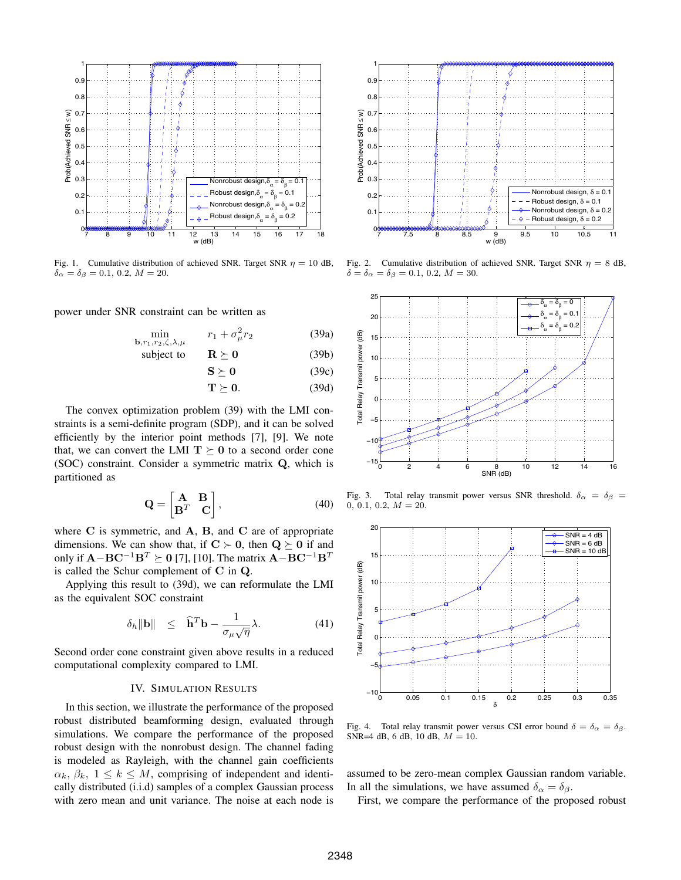Fig. 1. Cumulative distribution of achieved SNR. Target SNR $\eta = 10$ dB, $\delta_\alpha = \delta_\beta = 0.1, 0.2$, $M = 20$.

Fig. 2. Cumulative distribution of achieved SNR. Target SNR $\eta = 8$ dB, $\delta = \delta_\alpha = \delta_\beta = 0.1, 0.2$, $M = 30$.

power under SNR constraint can be written as

$$\begin{aligned} \min_{\mathbf{b}, r_1, r_2, \zeta, \lambda, \mu} \quad & r_1 + \sigma_\mu^2 r_2 & (39a) \\ \text{subject to} \quad & \mathbf{R} \succeq \mathbf{0} & (39b) \\ & \mathbf{S} \succeq \mathbf{0} & (39c) \\ & \mathbf{T} \succeq \mathbf{0}. & (39d) \end{aligned}$$

The convex optimization problem (39) with the LMI constraints is a semi-definite program (SDP), and it can be solved efficiently by the interior point methods [7], [9]. We note that, we can convert the LMI $\mathbf{T} \succeq \mathbf{0}$ to a second order cone (SOC) constraint. Consider a symmetric matrix $\mathbf{Q}$, which is partitioned as

$$\mathbf{Q} = \begin{bmatrix} \mathbf{A} & \mathbf{B} \\ \mathbf{B}^T & \mathbf{C} \end{bmatrix}, \tag{40}$$

where $\mathbf{C}$ is symmetric, and $\mathbf{A}$, $\mathbf{B}$, and $\mathbf{C}$ are of appropriate dimensions. We can show that, if $\mathbf{C} \succ \mathbf{0}$, then $\mathbf{Q} \succeq \mathbf{0}$ if and only if $\mathbf{A} - \mathbf{B}\mathbf{C}^{-1}\mathbf{B}^T \succeq \mathbf{0}$ [7], [10]. The matrix $\mathbf{A} - \mathbf{B}\mathbf{C}^{-1}\mathbf{B}^T$ is called the Schur complement of $\mathbf{C}$ in $\mathbf{Q}$.

Applying this result to (39d), we can reformulate the LMI as the equivalent SOC constraint

$$\delta_h \|\mathbf{b}\| \quad \leq \quad \hat{\mathbf{h}}^T\mathbf{b} - \frac{1}{\sigma_\mu \sqrt{\eta}}\lambda. \tag{41}$$

Second order cone constraint given above results in a reduced computational complexity compared to LMI.

## IV. Simulation Results

In this section, we illustrate the performance of the proposed robust distributed beamforming design, evaluated through simulations. We compare the performance of the proposed robust design with the nonrobust design. The channel fading is modeled as Rayleigh, with the channel gain coefficients $\alpha_k$, $\beta_k$, $1 \leq k \leq M$, comprising of independent and identically distributed (i.i.d) samples of a complex Gaussian process with zero mean and unit variance. The noise at each node is assumed to be zero-mean complex Gaussian random variable. In all the simulations, we have assumed $\delta_\alpha = \delta_\beta$.

First, we compare the performance of the proposed robust

Fig. 3. Total relay transmit power versus SNR threshold. $\delta_\alpha = \delta_\beta = 0, 0.1, 0.2$, $M = 20$.

Fig. 4. Total relay transmit power versus CSI error bound $\delta = \delta_\alpha = \delta_\beta$. SNR=4 dB, 6 dB, 10 dB, $M = 10$.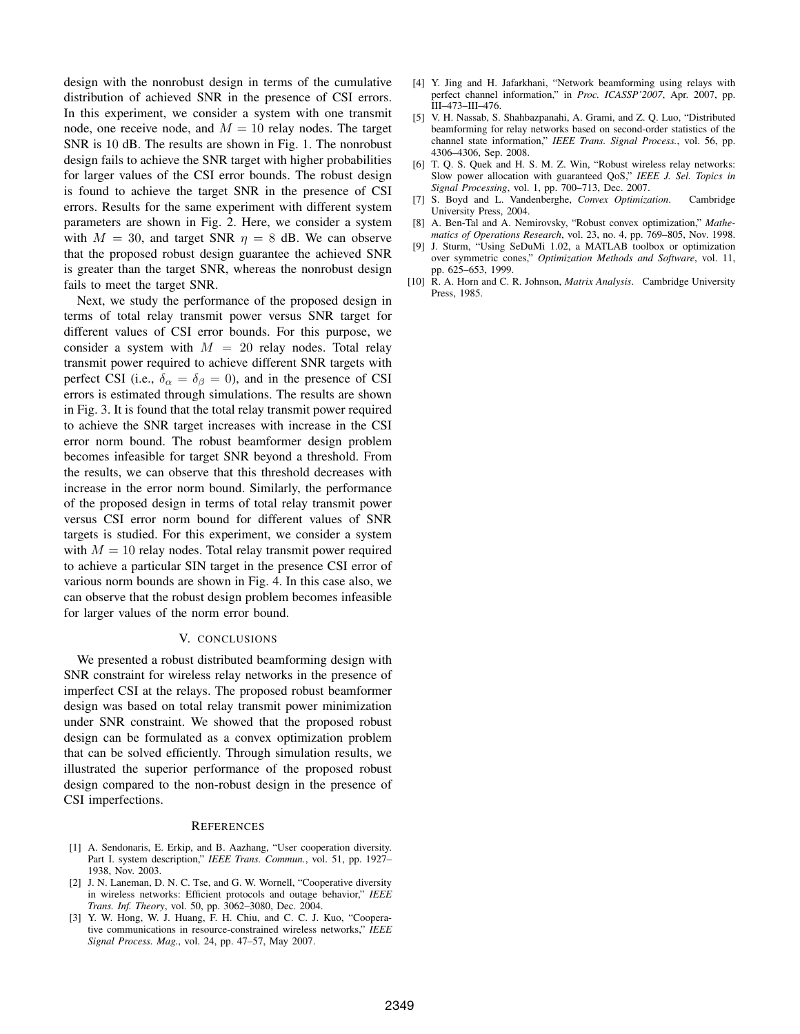design with the nonrobust design in terms of the cumulative distribution of achieved SNR in the presence of CSI errors. In this experiment, we consider a system with one transmit node, one receive node, and $M = 10$ relay nodes. The target SNR is 10 dB. The results are shown in Fig. 1. The nonrobust design fails to achieve the SNR target with higher probabilities for larger values of the CSI error bounds. The robust design is found to achieve the target SNR in the presence of CSI errors. Results for the same experiment with different system parameters are shown in Fig. 2. Here, we consider a system with $M = 30$, and target SNR $\eta = 8$ dB. We can observe that the proposed robust design guarantee the achieved SNR is greater than the target SNR, whereas the nonrobust design fails to meet the target SNR.

Next, we study the performance of the proposed design in terms of total relay transmit power versus SNR target for different values of CSI error bounds. For this purpose, we consider a system with $M = 20$ relay nodes. Total relay transmit power required to achieve different SNR targets with perfect CSI (i.e., $\delta_\alpha = \delta_\beta = 0$), and in the presence of CSI errors is estimated through simulations. The results are shown in Fig. 3. It is found that the total relay transmit power required to achieve the SNR target increases with increase in the CSI error norm bound. The robust beamformer design problem becomes infeasible for target SNR beyond a threshold. From the results, we can observe that this threshold decreases with increase in the error norm bound. Similarly, the performance of the proposed design in terms of total relay transmit power versus CSI error norm bound for different values of SNR targets is studied. For this experiment, we consider a system with $M = 10$ relay nodes. Total relay transmit power required to achieve a particular SIN target in the presence CSI error of various norm bounds are shown in Fig. 4. In this case also, we can observe that the robust design problem becomes infeasible for larger values of the norm error bound.

## V. CONCLUSIONS

We presented a robust distributed beamforming design with SNR constraint for wireless relay networks in the presence of imperfect CSI at the relays. The proposed robust beamformer design was based on total relay transmit power minimization under SNR constraint. We showed that the proposed robust design can be formulated as a convex optimization problem that can be solved efficiently. Through simulation results, we illustrated the superior performance of the proposed robust design compared to the non-robust design in the presence of CSI imperfections.

## REFERENCES

[1] A. Sendonaris, E. Erkip, and B. Aazhang, "User cooperation diversity. Part I. system description," *IEEE Trans. Commun.*, vol. 51, pp. 1927–1938, Nov. 2003.

[2] J. N. Laneman, D. N. C. Tse, and G. W. Wornell, "Cooperative diversity in wireless networks: Efficient protocols and outage behavior," *IEEE Trans. Inf. Theory*, vol. 50, pp. 3062–3080, Dec. 2004.

[3] Y. W. Hong, W. J. Huang, F. H. Chiu, and C. C. J. Kuo, "Cooperative communications in resource-constrained wireless networks," *IEEE Signal Process. Mag.*, vol. 24, pp. 47–57, May 2007.

[4] Y. Jing and H. Jafarkhani, "Network beamforming using relays with perfect channel information," in *Proc. ICASSP'2007*, Apr. 2007, pp. III–473–III–476.

[5] V. H. Nassab, S. Shahbazpanahi, A. Grami, and Z. Q. Luo, "Distributed beamforming for relay networks based on second-order statistics of the channel state information," *IEEE Trans. Signal Process.*, vol. 56, pp. 4306–4306, Sep. 2008.

[6] T. Q. S. Quek and H. S. M. Z. Win, "Robust wireless relay networks: Slow power allocation with guaranteed QoS," *IEEE J. Sel. Topics in Signal Processing*, vol. 1, pp. 700–713, Dec. 2007.

[7] S. Boyd and L. Vandenberghe, *Convex Optimization*. Cambridge University Press, 2004.

[8] A. Ben-Tal and A. Nemirovsky, "Robust convex optimization," *Mathematics of Operations Research*, vol. 23, no. 4, pp. 769–805, Nov. 1998.

[9] J. Sturm, "Using SeDuMi 1.02, a MATLAB toolbox or optimization over symmetric cones," *Optimization Methods and Software*, vol. 11, pp. 625–653, 1999.

[10] R. A. Horn and C. R. Johnson, *Matrix Analysis*. Cambridge University Press, 1985.